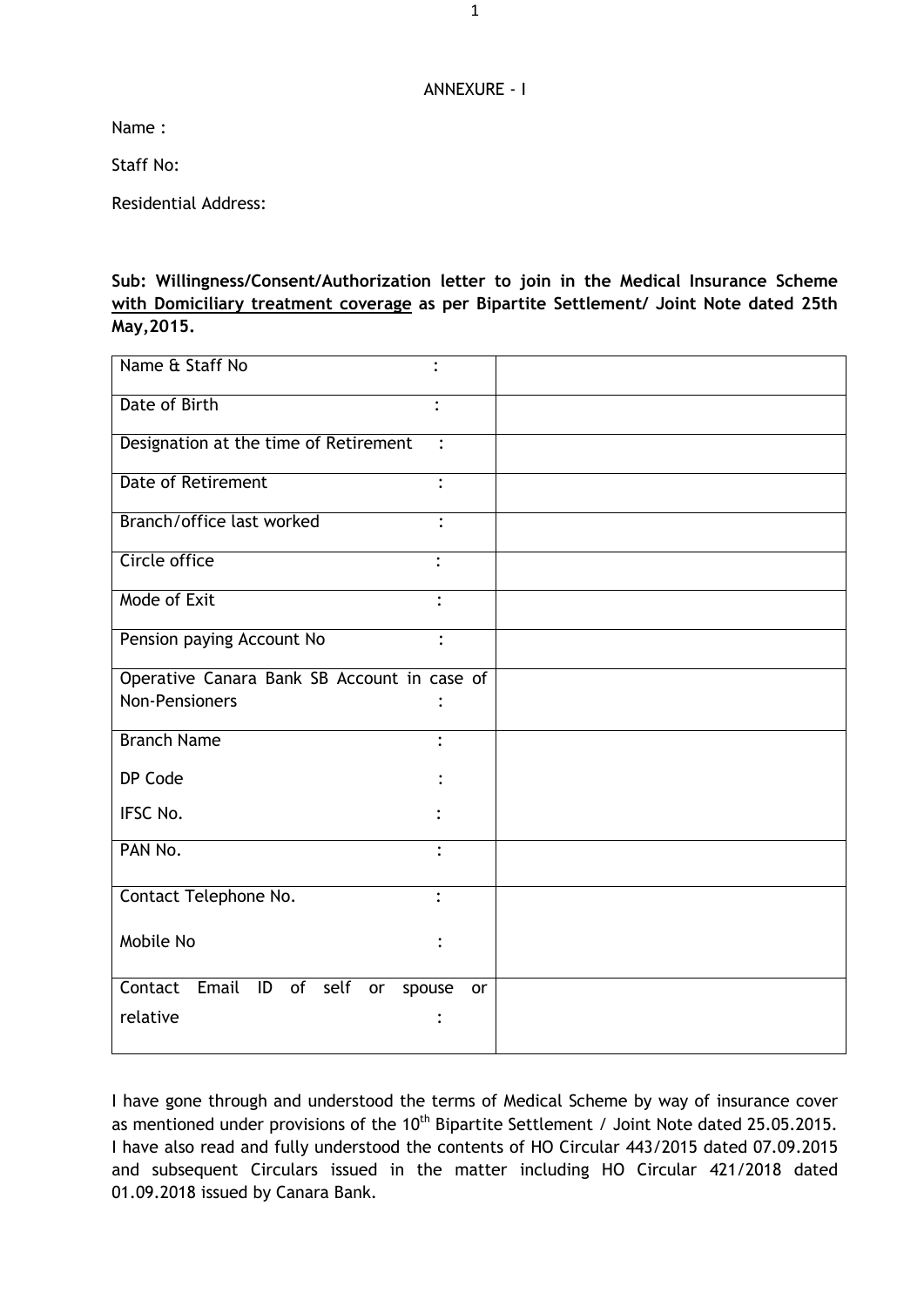ANNEXURE - I

Name :

Staff No:

Residential Address:

**Sub: Willingness/Consent/Authorization letter to join in the Medical Insurance Scheme <u>with Domiciliary treatment coverage</u> as per Bipartite Settlement/ Joint Note dated 25th May,2015.**

| | |
|---|---|
| Name & Staff No : | |
| Date of Birth : | |
| Designation at the time of Retirement : | |
| Date of Retirement : | |
| Branch/office last worked : | |
| Circle office : | |
| Mode of Exit : | |
| Pension paying Account No : | |
| Operative Canara Bank SB Account in case of Non-Pensioners : | |
| Branch Name :<br>DP Code :<br>IFSC No. : | |
| PAN No. : | |
| Contact Telephone No. :<br>Mobile No : | |
| Contact Email ID of self or spouse or relative : | |

I have gone through and understood the terms of Medical Scheme by way of insurance cover as mentioned under provisions of the 10th Bipartite Settlement / Joint Note dated 25.05.2015. I have also read and fully understood the contents of HO Circular 443/2015 dated 07.09.2015 and subsequent Circulars issued in the matter including HO Circular 421/2018 dated 01.09.2018 issued by Canara Bank.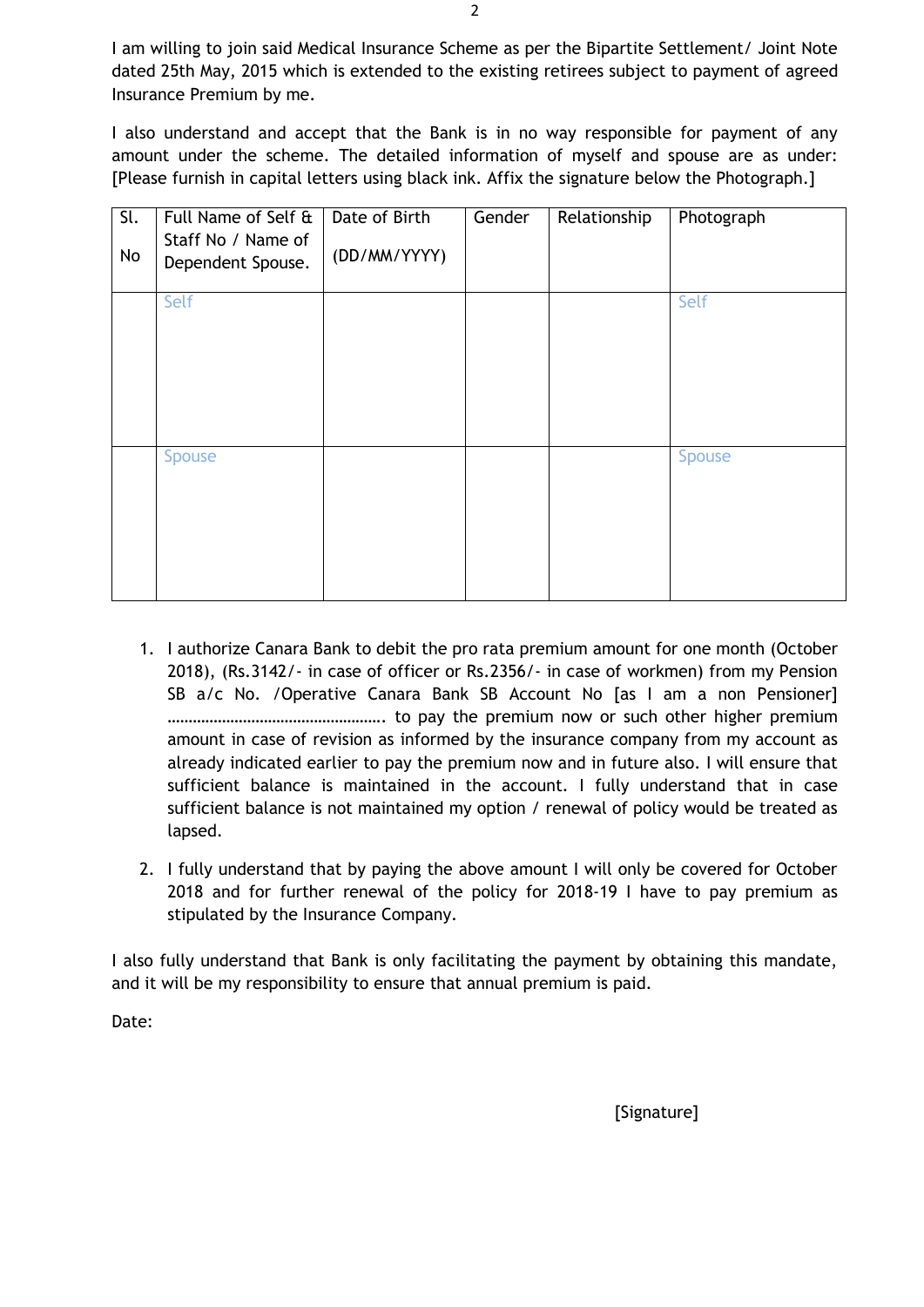I am willing to join said Medical Insurance Scheme as per the Bipartite Settlement/ Joint Note dated 25th May, 2015 which is extended to the existing retirees subject to payment of agreed Insurance Premium by me.

I also understand and accept that the Bank is in no way responsible for payment of any amount under the scheme. The detailed information of myself and spouse are as under: [Please furnish in capital letters using black ink. Affix the signature below the Photograph.]

| Sl. No | Full Name of Self & Staff No / Name of Dependent Spouse. | Date of Birth (DD/MM/YYYY) | Gender | Relationship | Photograph |
|---|---|---|---|---|---|
| | Self | | | | Self |
| | Spouse | | | | Spouse |

1. I authorize Canara Bank to debit the pro rata premium amount for one month (October 2018), (Rs.3142/- in case of officer or Rs.2356/- in case of workmen) from my Pension SB a/c No. /Operative Canara Bank SB Account No [as I am a non Pensioner] ……………………………………………. to pay the premium now or such other higher premium amount in case of revision as informed by the insurance company from my account as already indicated earlier to pay the premium now and in future also. I will ensure that sufficient balance is maintained in the account. I fully understand that in case sufficient balance is not maintained my option / renewal of policy would be treated as lapsed.
2. I fully understand that by paying the above amount I will only be covered for October 2018 and for further renewal of the policy for 2018-19 I have to pay premium as stipulated by the Insurance Company.

I also fully understand that Bank is only facilitating the payment by obtaining this mandate, and it will be my responsibility to ensure that annual premium is paid.

Date:

[Signature]